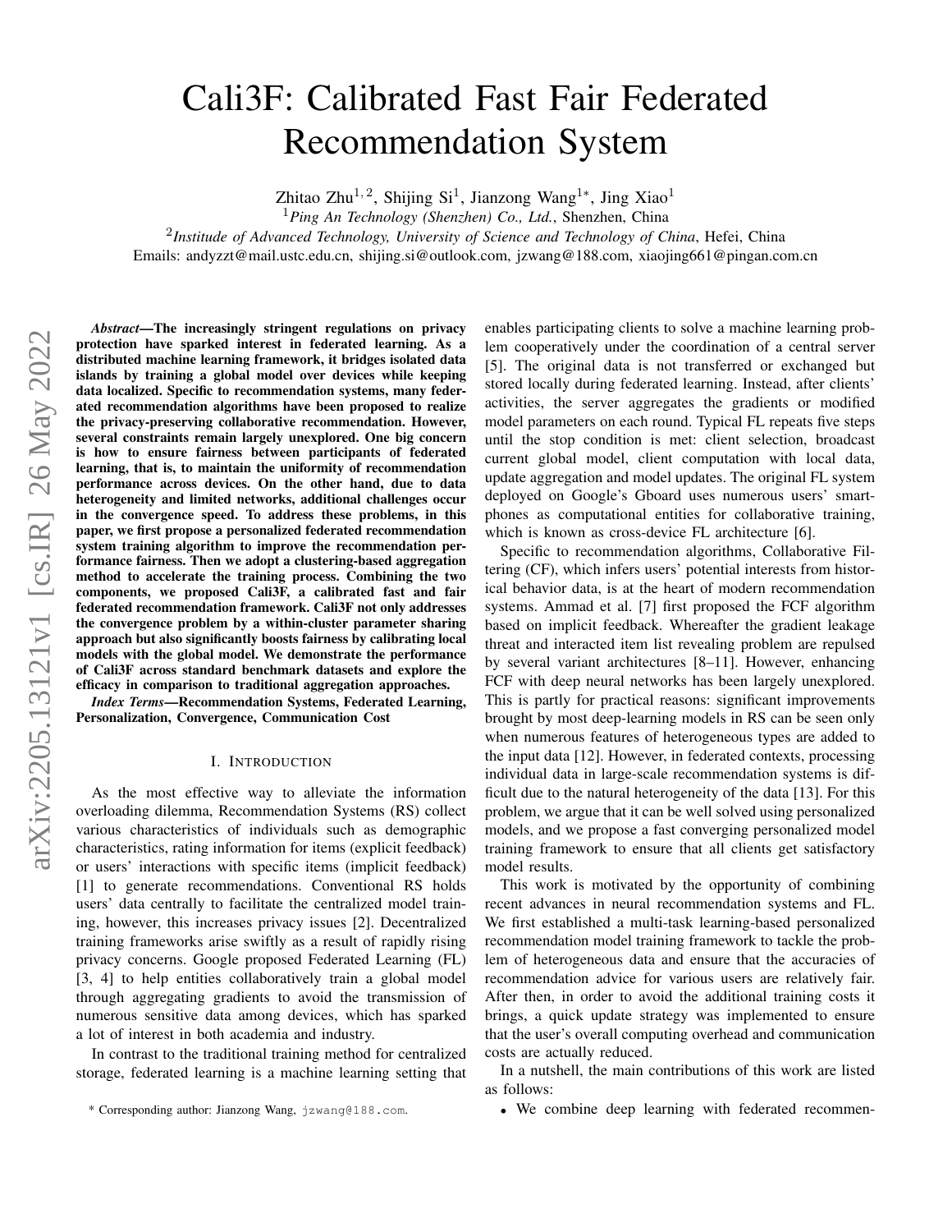# Cali3F: Calibrated Fast Fair Federated Recommendation System

Zhitao Zhu[1,2], Shijing Si[1], Jianzong Wang[1*], Jing Xiao[1]

[1]*Ping An Technology (Shenzhen) Co., Ltd.*, Shenzhen, China

[2]*Institude of Advanced Technology, University of Science and Technology of China*, Hefei, China

Emails: andyzzt@mail.ustc.edu.cn, shijing.si@outlook.com, jzwang@188.com, xiaojing661@pingan.com.cn

***Abstract*—The increasingly stringent regulations on privacy protection have sparked interest in federated learning. As a distributed machine learning framework, it bridges isolated data islands by training a global model over devices while keeping data localized. Specific to recommendation systems, many federated recommendation algorithms have been proposed to realize the privacy-preserving collaborative recommendation. However, several constraints remain largely unexplored. One big concern is how to ensure fairness between participants of federated learning, that is, to maintain the uniformity of recommendation performance across devices. On the other hand, due to data heterogeneity and limited networks, additional challenges occur in the convergence speed. To address these problems, in this paper, we first propose a personalized federated recommendation system training algorithm to improve the recommendation performance fairness. Then we adopt a clustering-based aggregation method to accelerate the training process. Combining the two components, we proposed Cali3F, a calibrated fast and fair federated recommendation framework. Cali3F not only addresses the convergence problem by a within-cluster parameter sharing approach but also significantly boosts fairness by calibrating local models with the global model. We demonstrate the performance of Cali3F across standard benchmark datasets and explore the efficacy in comparison to traditional aggregation approaches.**

***Index Terms*—Recommendation Systems, Federated Learning, Personalization, Convergence, Communication Cost**

## I. Introduction

As the most effective way to alleviate the information overloading dilemma, Recommendation Systems (RS) collect various characteristics of individuals such as demographic characteristics, rating information for items (explicit feedback) or users' interactions with specific items (implicit feedback) [1] to generate recommendations. Conventional RS holds users' data centrally to facilitate the centralized model training, however, this increases privacy issues [2]. Decentralized training frameworks arise swiftly as a result of rapidly rising privacy concerns. Google proposed Federated Learning (FL) [3, 4] to help entities collaboratively train a global model through aggregating gradients to avoid the transmission of numerous sensitive data among devices, which has sparked a lot of interest in both academia and industry.

In contrast to the traditional training method for centralized storage, federated learning is a machine learning setting that enables participating clients to solve a machine learning problem cooperatively under the coordination of a central server [5]. The original data is not transferred or exchanged but stored locally during federated learning. Instead, after clients' activities, the server aggregates the gradients or modified model parameters on each round. Typical FL repeats five steps until the stop condition is met: client selection, broadcast current global model, client computation with local data, update aggregation and model updates. The original FL system deployed on Google's Gboard uses numerous users' smartphones as computational entities for collaborative training, which is known as cross-device FL architecture [6].

Specific to recommendation algorithms, Collaborative Filtering (CF), which infers users' potential interests from historical behavior data, is at the heart of modern recommendation systems. Ammad et al. [7] first proposed the FCF algorithm based on implicit feedback. Whereafter the gradient leakage threat and interacted item list revealing problem are repulsed by several variant architectures [8–11]. However, enhancing FCF with deep neural networks has been largely unexplored. This is partly for practical reasons: significant improvements brought by most deep-learning models in RS can be seen only when numerous features of heterogeneous types are added to the input data [12]. However, in federated contexts, processing individual data in large-scale recommendation systems is difficult due to the natural heterogeneity of the data [13]. For this problem, we argue that it can be well solved using personalized models, and we propose a fast converging personalized model training framework to ensure that all clients get satisfactory model results.

This work is motivated by the opportunity of combining recent advances in neural recommendation systems and FL. We first established a multi-task learning-based personalized recommendation model training framework to tackle the problem of heterogeneous data and ensure that the accuracies of recommendation advice for various users are relatively fair. After then, in order to avoid the additional training costs it brings, a quick update strategy was implemented to ensure that the user's overall computing overhead and communication costs are actually reduced.

In a nutshell, the main contributions of this work are listed as follows:

- We combine deep learning with federated recommen-

\* Corresponding author: Jianzong Wang, jzwang@188.com.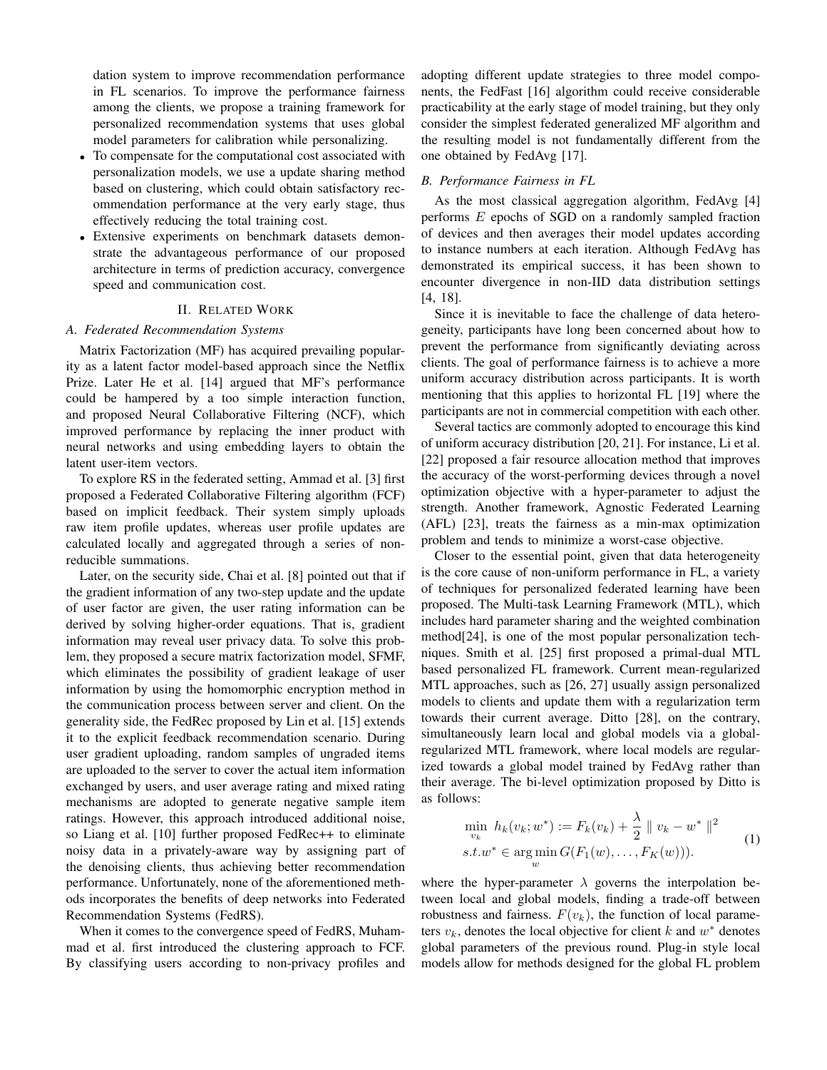dation system to improve recommendation performance in FL scenarios. To improve the performance fairness among the clients, we propose a training framework for personalized recommendation systems that uses global model parameters for calibration while personalizing.

- To compensate for the computational cost associated with personalization models, we use a update sharing method based on clustering, which could obtain satisfactory recommendation performance at the very early stage, thus effectively reducing the total training cost.
- Extensive experiments on benchmark datasets demonstrate the advantageous performance of our proposed architecture in terms of prediction accuracy, convergence speed and communication cost.

## II. Related Work

### A. Federated Recommendation Systems

Matrix Factorization (MF) has acquired prevailing popularity as a latent factor model-based approach since the Netflix Prize. Later He et al. [14] argued that MF's performance could be hampered by a too simple interaction function, and proposed Neural Collaborative Filtering (NCF), which improved performance by replacing the inner product with neural networks and using embedding layers to obtain the latent user-item vectors.

To explore RS in the federated setting, Ammad et al. [3] first proposed a Federated Collaborative Filtering algorithm (FCF) based on implicit feedback. Their system simply uploads raw item profile updates, whereas user profile updates are calculated locally and aggregated through a series of non-reducible summations.

Later, on the security side, Chai et al. [8] pointed out that if the gradient information of any two-step update and the update of user factor are given, the user rating information can be derived by solving higher-order equations. That is, gradient information may reveal user privacy data. To solve this problem, they proposed a secure matrix factorization model, SFMF, which eliminates the possibility of gradient leakage of user information by using the homomorphic encryption method in the communication process between server and client. On the generality side, the FedRec proposed by Lin et al. [15] extends it to the explicit feedback recommendation scenario. During user gradient uploading, random samples of ungraded items are uploaded to the server to cover the actual item information exchanged by users, and user average rating and mixed rating mechanisms are adopted to generate negative sample item ratings. However, this approach introduced additional noise, so Liang et al. [10] further proposed FedRec++ to eliminate noisy data in a privately-aware way by assigning part of the denoising clients, thus achieving better recommendation performance. Unfortunately, none of the aforementioned methods incorporates the benefits of deep networks into Federated Recommendation Systems (FedRS).

When it comes to the convergence speed of FedRS, Muhammad et al. first introduced the clustering approach to FCF. By classifying users according to non-privacy profiles and adopting different update strategies to three model components, the FedFast [16] algorithm could receive considerable practicability at the early stage of model training, but they only consider the simplest federated generalized MF algorithm and the resulting model is not fundamentally different from the one obtained by FedAvg [17].

### B. Performance Fairness in FL

As the most classical aggregation algorithm, FedAvg [4] performs $E$ epochs of SGD on a randomly sampled fraction of devices and then averages their model updates according to instance numbers at each iteration. Although FedAvg has demonstrated its empirical success, it has been shown to encounter divergence in non-IID data distribution settings [4, 18].

Since it is inevitable to face the challenge of data heterogeneity, participants have long been concerned about how to prevent the performance from significantly deviating across clients. The goal of performance fairness is to achieve a more uniform accuracy distribution across participants. It is worth mentioning that this applies to horizontal FL [19] where the participants are not in commercial competition with each other.

Several tactics are commonly adopted to encourage this kind of uniform accuracy distribution [20, 21]. For instance, Li et al. [22] proposed a fair resource allocation method that improves the accuracy of the worst-performing devices through a novel optimization objective with a hyper-parameter to adjust the strength. Another framework, Agnostic Federated Learning (AFL) [23], treats the fairness as a min-max optimization problem and tends to minimize a worst-case objective.

Closer to the essential point, given that data heterogeneity is the core cause of non-uniform performance in FL, a variety of techniques for personalized federated learning have been proposed. The Multi-task Learning Framework (MTL), which includes hard parameter sharing and the weighted combination method[24], is one of the most popular personalization techniques. Smith et al. [25] first proposed a primal-dual MTL based personalized FL framework. Current mean-regularized MTL approaches, such as [26, 27] usually assign personalized models to clients and update them with a regularization term towards their current average. Ditto [28], on the contrary, simultaneously learn local and global models via a global-regularized MTL framework, where local models are regularized towards a global model trained by FedAvg rather than their average. The bi-level optimization proposed by Ditto is as follows:

$$
\begin{aligned}
&\min_{v_k} \ h_k(v_k; w^*) := F_k(v_k) + \frac{\lambda}{2} \parallel v_k - w^* \parallel^2 \\
&s.t. w^* \in \arg\min_{w} G(F_1(w), \ldots, F_K(w))).
\end{aligned}
\tag{1}
$$

where the hyper-parameter $\lambda$ governs the interpolation between local and global models, finding a trade-off between robustness and fairness. $F(v_k)$, the function of local parameters $v_k$, denotes the local objective for client $k$ and $w^*$ denotes global parameters of the previous round. Plug-in style local models allow for methods designed for the global FL problem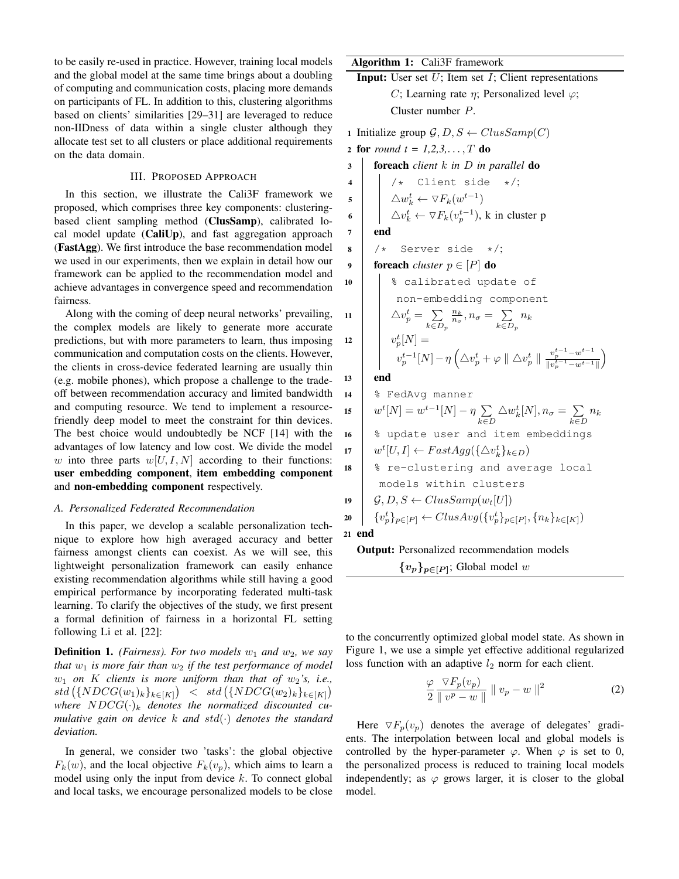to be easily re-used in practice. However, training local models and the global model at the same time brings about a doubling of computing and communication costs, placing more demands on participants of FL. In addition to this, clustering algorithms based on clients' similarities [29–31] are leveraged to reduce non-IIDness of data within a single cluster although they allocate test set to all clusters or place additional requirements on the data domain.

## III. Proposed Approach

In this section, we illustrate the Cali3F framework we proposed, which comprises three key components: clustering-based client sampling method (**ClusSamp**), calibrated local model update (**CaliUp**), and fast aggregation approach (**FastAgg**). We first introduce the base recommendation model we used in our experiments, then we explain in detail how our framework can be applied to the recommendation model and achieve advantages in convergence speed and recommendation fairness.

Along with the coming of deep neural networks' prevailing, the complex models are likely to generate more accurate predictions, but with more parameters to learn, thus imposing communication and computation costs on the clients. However, the clients in cross-device federated learning are usually thin (e.g. mobile phones), which propose a challenge to the trade-off between recommendation accuracy and limited bandwidth and computing resource. We tend to implement a resource-friendly deep model to meet the constraint for thin devices. The best choice would undoubtedly be NCF [14] with the advantages of low latency and low cost. We divide the model $w$ into three parts $w[U, I, N]$ according to their functions: **user embedding component**, **item embedding component** and **non-embedding component** respectively.

### A. Personalized Federated Recommendation

In this paper, we develop a scalable personalization technique to explore how high averaged accuracy and better fairness amongst clients can coexist. As we will see, this lightweight personalization framework can easily enhance existing recommendation algorithms while still having a good empirical performance by incorporating federated multi-task learning. To clarify the objectives of the study, we first present a formal definition of fairness in a horizontal FL setting following Li et al. [22]:

**Definition 1.** *(Fairness). For two models $w_1$ and $w_2$, we say that $w_1$ is more fair than $w_2$ if the test performance of model $w_1$ on $K$ clients is more uniform than that of $w_2$'s, i.e., $std\left(\{NDCG(w_1)_k\}_{k\in[K]}\right) < std\left(\{NDCG(w_2)_k\}_{k\in[K]}\right)$ where $NDCG(\cdot)_k$ denotes the normalized discounted cumulative gain on device $k$ and $std(\cdot)$ denotes the standard deviation.*

In general, we consider two 'tasks': the global objective $F_k(w)$, and the local objective $F_k(v_p)$, which aims to learn a model using only the input from device $k$. To connect global and local tasks, we encourage personalized models to be close to the concurrently optimized global model state. As shown in Figure 1, we use a simple yet effective additional regularized loss function with an adaptive $l_2$ norm for each client.

$$\frac{\varphi}{2} \frac{\triangledown F_p(v_p)}{\parallel v^p - w \parallel} \parallel v_p - w \parallel^2 \tag{2}$$

Here $\triangledown F_p(v_p)$ denotes the average of delegates' gradients. The interpolation between local and global models is controlled by the hyper-parameter $\varphi$. When $\varphi$ is set to 0, the personalized process is reduced to training local models independently; as $\varphi$ grows larger, it is closer to the global model.

**Algorithm 1:** Cali3F framework

**Input:** User set $U$; Item set $I$; Client representations $C$; Learning rate $\eta$; Personalized level $\varphi$; Cluster number $P$.

```
1  Initialize group G, D, S ← ClusSamp(C)
2  for round t = 1,2,3,...,T do
3      foreach client k in D in parallel do
4          /* Client side */;
5          △w_k^t ← ∇F_k(w^{t-1})
6          △v_k^t ← ∇F_k(v_p^{t-1}), k in cluster p
7      end
8      /* Server side */;
9      foreach cluster p ∈ [P] do
10         % calibrated update of non-embedding component
11         △v_p^t = Σ_{k∈D_p} (n_k/n_σ), n_σ = Σ_{k∈D_p} n_k
12         v_p^t[N] = v_p^{t-1}[N] − η(△v_p^t + φ ‖△v_p^t‖ (v_p^{t-1} − w^{t-1}) / ‖v_p^{t-1} − w^{t-1}‖)
13     end
14     % FedAvg manner
15     w^t[N] = w^{t-1}[N] − η Σ_{k∈D} △w_k^t[N], n_σ = Σ_{k∈D} n_k
16     % update user and item embeddings
17     w^t[U, I] ← FastAgg({△v_k^t}_{k∈D})
18     % re-clustering and average local models within clusters
19     G, D, S ← ClusSamp(w_t[U])
20     {v_p^t}_{p∈[P]} ← ClusAvg({v_p^t}_{p∈[P]}, {n_k}_{k∈[K]})
21 end
```

**Output:** Personalized recommendation models $\{v_p\}_{p\in[P]}$; Global model $w$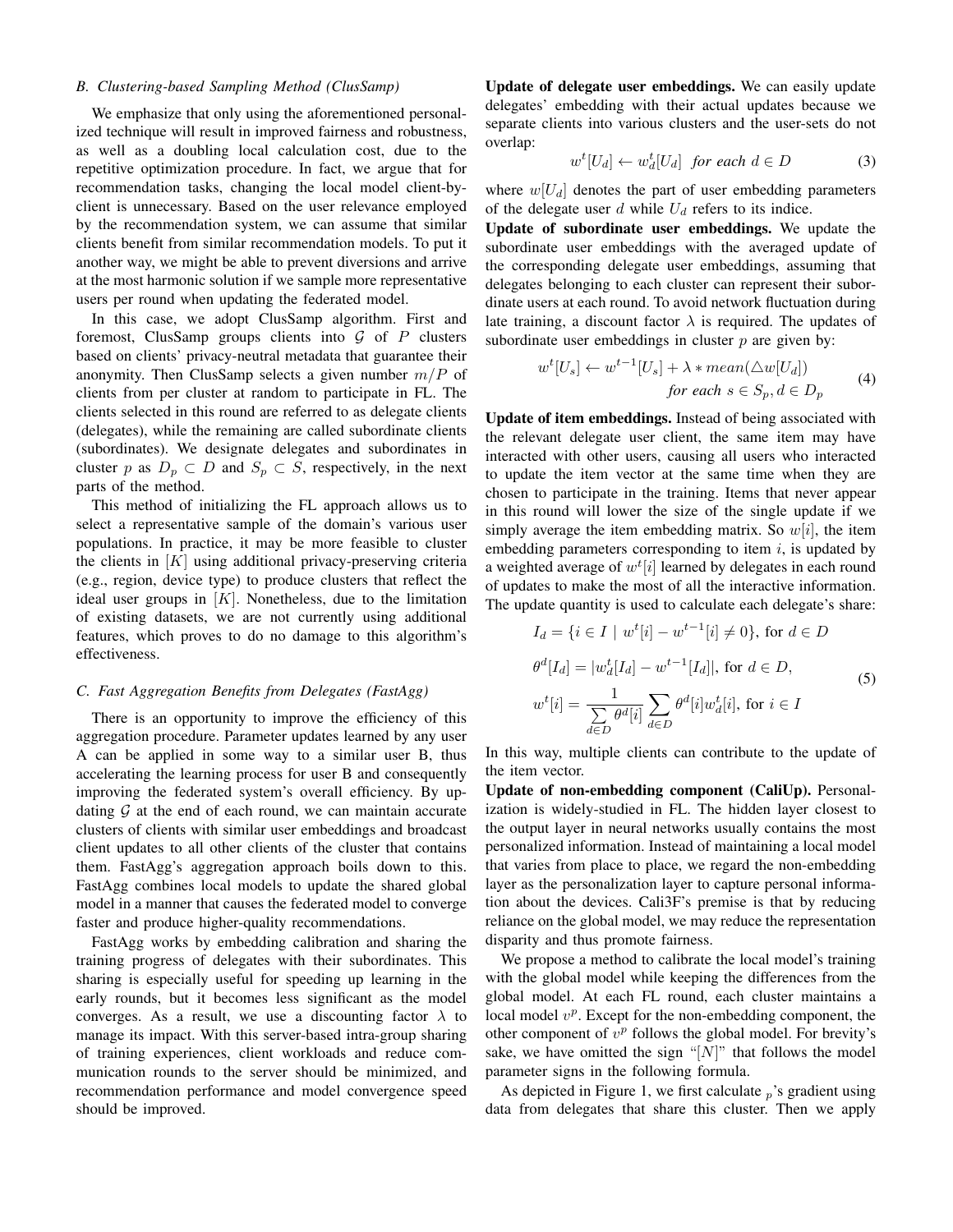### B. Clustering-based Sampling Method (ClusSamp)

We emphasize that only using the aforementioned personalized technique will result in improved fairness and robustness, as well as a doubling local calculation cost, due to the repetitive optimization procedure. In fact, we argue that for recommendation tasks, changing the local model client-by-client is unnecessary. Based on the user relevance employed by the recommendation system, we can assume that similar clients benefit from similar recommendation models. To put it another way, we might be able to prevent diversions and arrive at the most harmonic solution if we sample more representative users per round when updating the federated model.

In this case, we adopt ClusSamp algorithm. First and foremost, ClusSamp groups clients into $\mathcal{G}$ of $P$ clusters based on clients' privacy-neutral metadata that guarantee their anonymity. Then ClusSamp selects a given number $m/P$ of clients from per cluster at random to participate in FL. The clients selected in this round are referred to as delegate clients (delegates), while the remaining are called subordinate clients (subordinates). We designate delegates and subordinates in cluster $p$ as $D_p \subset D$ and $S_p \subset S$, respectively, in the next parts of the method.

This method of initializing the FL approach allows us to select a representative sample of the domain's various user populations. In practice, it may be more feasible to cluster the clients in $[K]$ using additional privacy-preserving criteria (e.g., region, device type) to produce clusters that reflect the ideal user groups in $[K]$. Nonetheless, due to the limitation of existing datasets, we are not currently using additional features, which proves to do no damage to this algorithm's effectiveness.

### C. Fast Aggregation Benefits from Delegates (FastAgg)

There is an opportunity to improve the efficiency of this aggregation procedure. Parameter updates learned by any user A can be applied in some way to a similar user B, thus accelerating the learning process for user B and consequently improving the federated system's overall efficiency. By updating $\mathcal{G}$ at the end of each round, we can maintain accurate clusters of clients with similar user embeddings and broadcast client updates to all other clients of the cluster that contains them. FastAgg's aggregation approach boils down to this. FastAgg combines local models to update the shared global model in a manner that causes the federated model to converge faster and produce higher-quality recommendations.

FastAgg works by embedding calibration and sharing the training progress of delegates with their subordinates. This sharing is especially useful for speeding up learning in the early rounds, but it becomes less significant as the model converges. As a result, we use a discounting factor $\lambda$ to manage its impact. With this server-based intra-group sharing of training experiences, client workloads and reduce communication rounds to the server should be minimized, and recommendation performance and model convergence speed should be improved.

**Update of delegate user embeddings.** We can easily update delegates' embedding with their actual updates because we separate clients into various clusters and the user-sets do not overlap:

$$w^t[U_d] \leftarrow w_d^t[U_d] \;\; \textit{for each } d \in D \tag{3}$$

where $w[U_d]$ denotes the part of user embedding parameters of the delegate user $d$ while $U_d$ refers to its indice.

**Update of subordinate user embeddings.** We update the subordinate user embeddings with the averaged update of the corresponding delegate user embeddings, assuming that delegates belonging to each cluster can represent their subordinate users at each round. To avoid network fluctuation during late training, a discount factor $\lambda$ is required. The updates of subordinate user embeddings in cluster $p$ are given by:

$$\begin{aligned} w^t[U_s] \leftarrow w^{t-1}[U_s] + \lambda * mean(\triangle w[U_d]) \\ \textit{for each } s \in S_p, d \in D_p \end{aligned} \tag{4}$$

**Update of item embeddings.** Instead of being associated with the relevant delegate user client, the same item may have interacted with other users, causing all users who interacted to update the item vector at the same time when they are chosen to participate in the training. Items that never appear in this round will lower the size of the single update if we simply average the item embedding matrix. So $w[i]$, the item embedding parameters corresponding to item $i$, is updated by a weighted average of $w^t[i]$ learned by delegates in each round of updates to make the most of all the interactive information. The update quantity is used to calculate each delegate's share:

$$\begin{aligned} I_d &= \{i \in I \mid w^t[i] - w^{t-1}[i] \neq 0\}, \text{ for } d \in D \\ \theta^d[I_d] &= |w_d^t[I_d] - w^{t-1}[I_d]|, \text{ for } d \in D, \\ w^t[i] &= \frac{1}{\sum\limits_{d \in D} \theta^d[i]} \sum_{d \in D} \theta^d[i] w_d^t[i], \text{ for } i \in I \end{aligned} \tag{5}$$

In this way, multiple clients can contribute to the update of the item vector.

**Update of non-embedding component (CaliUp).** Personalization is widely-studied in FL. The hidden layer closest to the output layer in neural networks usually contains the most personalized information. Instead of maintaining a local model that varies from place to place, we regard the non-embedding layer as the personalization layer to capture personal information about the devices. Cali3F's premise is that by reducing reliance on the global model, we may reduce the representation disparity and thus promote fairness.

We propose a method to calibrate the local model's training with the global model while keeping the differences from the global model. At each FL round, each cluster maintains a local model $v^p$. Except for the non-embedding component, the other component of $v^p$ follows the global model. For brevity's sake, we have omitted the sign "$[N]$" that follows the model parameter signs in the following formula.

As depicted in Figure 1, we first calculate $_p$'s gradient using data from delegates that share this cluster. Then we apply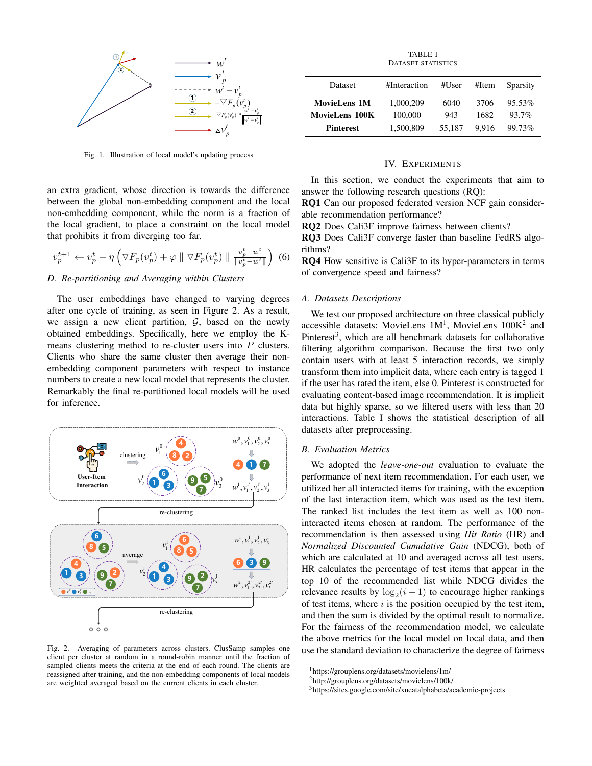Fig. 1. Illustration of local model's updating process

an extra gradient, whose direction is towards the difference between the global non-embedding component and the local non-embedding component, while the norm is a fraction of the local gradient, to place a constraint on the local model that prohibits it from diverging too far.

$$v_p^{t+1} \leftarrow v_p^t - \eta \left( \nabla F_p(v_p^t) + \varphi \parallel \nabla F_p(v_p^t) \parallel \frac{v_p^t - w^t}{\|v_p^t - w^t\|} \right) \quad (6)$$

### D. Re-partitioning and Averaging within Clusters

The user embeddings have changed to varying degrees after one cycle of training, as seen in Figure 2. As a result, we assign a new client partition, $\mathcal{G}$, based on the newly obtained embeddings. Specifically, here we employ the K-means clustering method to re-cluster users into $P$ clusters. Clients who share the same cluster then average their non-embedding component parameters with respect to instance numbers to create a new local model that represents the cluster. Remarkably the final re-partitioned local models will be used for inference.

Fig. 2. Averaging of parameters across clusters. ClusSamp samples one client per cluster at random in a round-robin manner until the fraction of sampled clients meets the criteria at the end of each round. The clients are reassigned after training, and the non-embedding components of local models are weighted averaged based on the current clients in each cluster.

TABLE I
DATASET STATISTICS

| Dataset | #Interaction | #User | #Item | Sparsity |
|---|---|---|---|---|
| **MovieLens 1M** | 1,000,209 | 6040 | 3706 | 95.53% |
| **MovieLens 100K** | 100,000 | 943 | 1682 | 93.7% |
| **Pinterest** | 1,500,809 | 55,187 | 9,916 | 99.73% |

## IV. Experiments

In this section, we conduct the experiments that aim to answer the following research questions (RQ):

**RQ1** Can our proposed federated version NCF gain considerable recommendation performance?

**RQ2** Does Cali3F improve fairness between clients?

**RQ3** Does Cali3F converge faster than baseline FedRS algorithms?

**RQ4** How sensitive is Cali3F to its hyper-parameters in terms of convergence speed and fairness?

### A. Datasets Descriptions

We test our proposed architecture on three classical publicly accessible datasets: MovieLens 1M[1], MovieLens 100K[2] and Pinterest[3], which are all benchmark datasets for collaborative filtering algorithm comparison. Because the first two only contain users with at least 5 interaction records, we simply transform them into implicit data, where each entry is tagged 1 if the user has rated the item, else 0. Pinterest is constructed for evaluating content-based image recommendation. It is implicit data but highly sparse, so we filtered users with less than 20 interactions. Table I shows the statistical description of all datasets after preprocessing.

### B. Evaluation Metrics

We adopted the *leave-one-out* evaluation to evaluate the performance of next item recommendation. For each user, we utilized her all interacted items for training, with the exception of the last interaction item, which was used as the test item. The ranked list includes the test item as well as 100 non-interacted items chosen at random. The performance of the recommendation is then assessed using *Hit Ratio* (HR) and *Normalized Discounted Cumulative Gain* (NDCG), both of which are calculated at 10 and averaged across all test users. HR calculates the percentage of test items that appear in the top 10 of the recommended list while NDCG divides the relevance results by $\log_2(i+1)$ to encourage higher rankings of test items, where $i$ is the position occupied by the test item, and then the sum is divided by the optimal result to normalize. For the fairness of the recommendation model, we calculate the above metrics for the local model on local data, and then use the standard deviation to characterize the degree of fairness

[1]https://grouplens.org/datasets/movielens/1m/
[2]http://grouplens.org/datasets/movielens/100k/
[3]https://sites.google.com/site/xueatalphabeta/academic-projects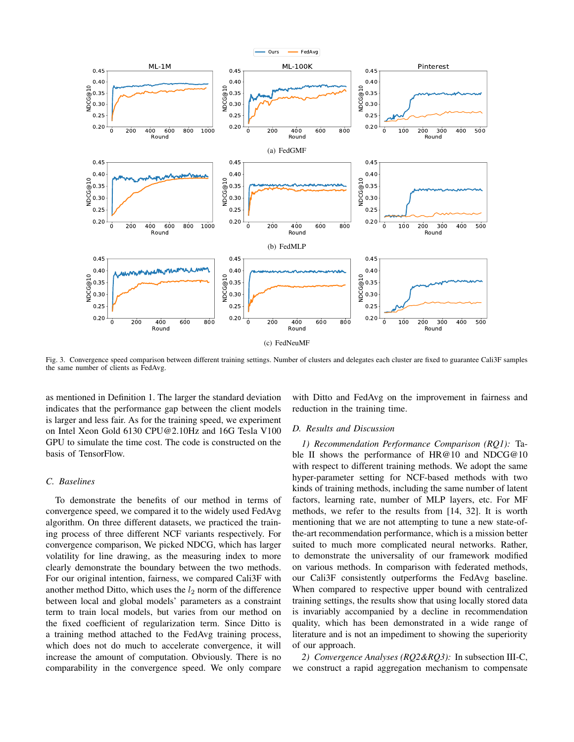(a) FedGMF

(b) FedMLP

(c) FedNeuMF

Fig. 3. Convergence speed comparison between different training settings. Number of clusters and delegates each cluster are fixed to guarantee Cali3F samples the same number of clients as FedAvg.

as mentioned in Definition 1. The larger the standard deviation indicates that the performance gap between the client models is larger and less fair. As for the training speed, we experiment on Intel Xeon Gold 6130 CPU@2.10Hz and 16G Tesla V100 GPU to simulate the time cost. The code is constructed on the basis of TensorFlow.

### C. Baselines

To demonstrate the benefits of our method in terms of convergence speed, we compared it to the widely used FedAvg algorithm. On three different datasets, we practiced the training process of three different NCF variants respectively. For convergence comparison, We picked NDCG, which has larger volatility for line drawing, as the measuring index to more clearly demonstrate the boundary between the two methods. For our original intention, fairness, we compared Cali3F with another method Ditto, which uses the $l_2$ norm of the difference between local and global models' parameters as a constraint term to train local models, but varies from our method on the fixed coefficient of regularization term. Since Ditto is a training method attached to the FedAvg training process, which does not do much to accelerate convergence, it will increase the amount of computation. Obviously. There is no comparability in the convergence speed. We only compare with Ditto and FedAvg on the improvement in fairness and reduction in the training time.

### D. Results and Discussion

*1) Recommendation Performance Comparison (RQ1):* Table II shows the performance of HR@10 and NDCG@10 with respect to different training methods. We adopt the same hyper-parameter setting for NCF-based methods with two kinds of training methods, including the same number of latent factors, learning rate, number of MLP layers, etc. For MF methods, we refer to the results from [14, 32]. It is worth mentioning that we are not attempting to tune a new state-of-the-art recommendation performance, which is a mission better suited to much more complicated neural networks. Rather, to demonstrate the universality of our framework modified on various methods. In comparison with federated methods, our Cali3F consistently outperforms the FedAvg baseline. When compared to respective upper bound with centralized training settings, the results show that using locally stored data is invariably accompanied by a decline in recommendation quality, which has been demonstrated in a wide range of literature and is not an impediment to showing the superiority of our approach.

*2) Convergence Analyses (RQ2&RQ3):* In subsection III-C, we construct a rapid aggregation mechanism to compensate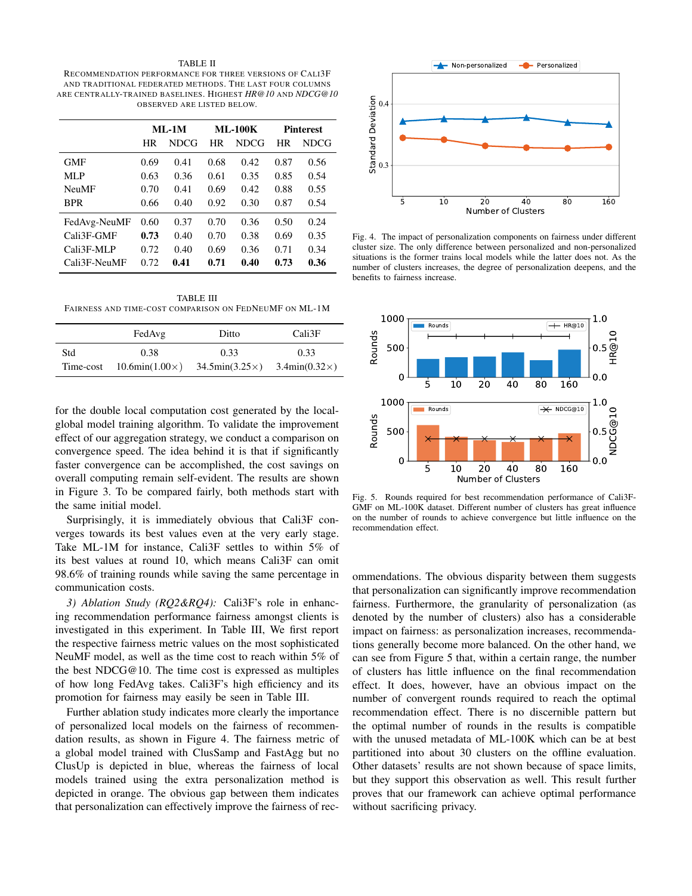TABLE II

RECOMMENDATION PERFORMANCE FOR THREE VERSIONS OF CALI3F AND TRADITIONAL FEDERATED METHODS. THE LAST FOUR COLUMNS ARE CENTRALLY-TRAINED BASELINES. HIGHEST *HR@10* AND *NDCG@10* OBSERVED ARE LISTED BELOW.

| | ML-1M | | ML-100K | | Pinterest | |
|---|---|---|---|---|---|---|
| | HR | NDCG | HR | NDCG | HR | NDCG |
| GMF | 0.69 | 0.41 | 0.68 | 0.42 | 0.87 | 0.56 |
| MLP | 0.63 | 0.36 | 0.61 | 0.35 | 0.85 | 0.54 |
| NeuMF | 0.70 | 0.41 | 0.69 | 0.42 | 0.88 | 0.55 |
| BPR | 0.66 | 0.40 | 0.92 | 0.30 | 0.87 | 0.54 |
| FedAvg-NeuMF | 0.60 | 0.37 | 0.70 | 0.36 | 0.50 | 0.24 |
| Cali3F-GMF | **0.73** | 0.40 | 0.70 | 0.38 | 0.69 | 0.35 |
| Cali3F-MLP | 0.72 | 0.40 | 0.69 | 0.36 | 0.71 | 0.34 |
| Cali3F-NeuMF | 0.72 | **0.41** | **0.71** | **0.40** | **0.73** | **0.36** |

TABLE III

FAIRNESS AND TIME-COST COMPARISON ON FEDNEUMF ON ML-1M

| | FedAvg | Ditto | Cali3F |
|---|---|---|---|
| Std | 0.38 | 0.33 | 0.33 |
| Time-cost | 10.6min(1.00×) | 34.5min(3.25×) | 3.4min(0.32×) |

for the double local computation cost generated by the local-global model training algorithm. To validate the improvement effect of our aggregation strategy, we conduct a comparison on convergence speed. The idea behind it is that if significantly faster convergence can be accomplished, the cost savings on overall computing remain self-evident. The results are shown in Figure 3. To be compared fairly, both methods start with the same initial model.

Surprisingly, it is immediately obvious that Cali3F converges towards its best values even at the very early stage. Take ML-1M for instance, Cali3F settles to within 5% of its best values at round 10, which means Cali3F can omit 98.6% of training rounds while saving the same percentage in communication costs.

*3) Ablation Study (RQ2&RQ4):* Cali3F's role in enhancing recommendation performance fairness amongst clients is investigated in this experiment. In Table III, We first report the respective fairness metric values on the most sophisticated NeuMF model, as well as the time cost to reach within 5% of the best NDCG@10. The time cost is expressed as multiples of how long FedAvg takes. Cali3F's high efficiency and its promotion for fairness may easily be seen in Table III.

Further ablation study indicates more clearly the importance of personalized local models on the fairness of recommendation results, as shown in Figure 4. The fairness metric of a global model trained with ClusSamp and FastAgg but no ClusUp is depicted in blue, whereas the fairness of local models trained using the extra personalization method is depicted in orange. The obvious gap between them indicates that personalization can effectively improve the fairness of recommendations. The obvious disparity between them suggests that personalization can significantly improve recommendation fairness. Furthermore, the granularity of personalization (as denoted by the number of clusters) also has a considerable impact on fairness: as personalization increases, recommendations generally become more balanced. On the other hand, we can see from Figure 5 that, within a certain range, the number of clusters has little influence on the final recommendation effect. It does, however, have an obvious impact on the number of convergent rounds required to reach the optimal recommendation effect. There is no discernible pattern but the optimal number of rounds in the results is compatible with the unused metadata of ML-100K which can be at best partitioned into about 30 clusters on the offline evaluation. Other datasets' results are not shown because of space limits, but they support this observation as well. This result further proves that our framework can achieve optimal performance without sacrificing privacy.

Fig. 4. The impact of personalization components on fairness under different cluster size. The only difference between personalized and non-personalized situations is the former trains local models while the latter does not. As the number of clusters increases, the degree of personalization deepens, and the benefits to fairness increase.

Fig. 5. Rounds required for best recommendation performance of Cali3F-GMF on ML-100K dataset. Different number of clusters has great influence on the number of rounds to achieve convergence but little influence on the recommendation effect.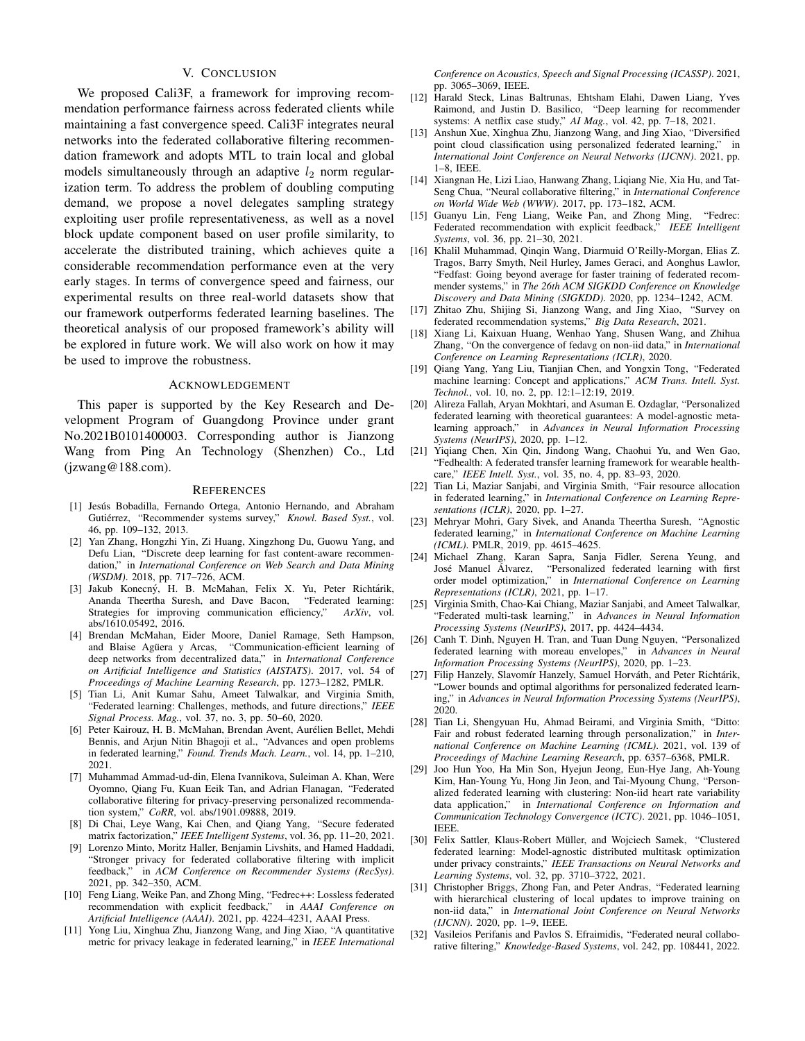## V. Conclusion

We proposed Cali3F, a framework for improving recommendation performance fairness across federated clients while maintaining a fast convergence speed. Cali3F integrates neural networks into the federated collaborative filtering recommendation framework and adopts MTL to train local and global models simultaneously through an adaptive $l_2$ norm regularization term. To address the problem of doubling computing demand, we propose a novel delegates sampling strategy exploiting user profile representativeness, as well as a novel block update component based on user profile similarity, to accelerate the distributed training, which achieves quite a considerable recommendation performance even at the very early stages. In terms of convergence speed and fairness, our experimental results on three real-world datasets show that our framework outperforms federated learning baselines. The theoretical analysis of our proposed framework's ability will be explored in future work. We will also work on how it may be used to improve the robustness.

## Acknowledgement

This paper is supported by the Key Research and Development Program of Guangdong Province under grant No.2021B0101400003. Corresponding author is Jianzong Wang from Ping An Technology (Shenzhen) Co., Ltd (jzwang@188.com).

## References

[1] Jesús Bobadilla, Fernando Ortega, Antonio Hernando, and Abraham Gutiérrez, "Recommender systems survey," *Knowl. Based Syst.*, vol. 46, pp. 109–132, 2013.

[2] Yan Zhang, Hongzhi Yin, Zi Huang, Xingzhong Du, Guowu Yang, and Defu Lian, "Discrete deep learning for fast content-aware recommendation," in *International Conference on Web Search and Data Mining (WSDM)*. 2018, pp. 717–726, ACM.

[3] Jakub Konecný, H. B. McMahan, Felix X. Yu, Peter Richtárik, Ananda Theertha Suresh, and Dave Bacon, "Federated learning: Strategies for improving communication efficiency," *ArXiv*, vol. abs/1610.05492, 2016.

[4] Brendan McMahan, Eider Moore, Daniel Ramage, Seth Hampson, and Blaise Agüera y Arcas, "Communication-efficient learning of deep networks from decentralized data," in *International Conference on Artificial Intelligence and Statistics (AISTATS)*. 2017, vol. 54 of *Proceedings of Machine Learning Research*, pp. 1273–1282, PMLR.

[5] Tian Li, Anit Kumar Sahu, Ameet Talwalkar, and Virginia Smith, "Federated learning: Challenges, methods, and future directions," *IEEE Signal Process. Mag.*, vol. 37, no. 3, pp. 50–60, 2020.

[6] Peter Kairouz, H. B. McMahan, Brendan Avent, Aurélien Bellet, Mehdi Bennis, and Arjun Nitin Bhagoji et al., "Advances and open problems in federated learning," *Found. Trends Mach. Learn.*, vol. 14, pp. 1–210, 2021.

[7] Muhammad Ammad-ud-din, Elena Ivannikova, Suleiman A. Khan, Were Oyomno, Qiang Fu, Kuan Eeik Tan, and Adrian Flanagan, "Federated collaborative filtering for privacy-preserving personalized recommendation system," *CoRR*, vol. abs/1901.09888, 2019.

[8] Di Chai, Leye Wang, Kai Chen, and Qiang Yang, "Secure federated matrix factorization," *IEEE Intelligent Systems*, vol. 36, pp. 11–20, 2021.

[9] Lorenzo Minto, Moritz Haller, Benjamin Livshits, and Hamed Haddadi, "Stronger privacy for federated collaborative filtering with implicit feedback," in *ACM Conference on Recommender Systems (RecSys)*. 2021, pp. 342–350, ACM.

[10] Feng Liang, Weike Pan, and Zhong Ming, "Fedrec++: Lossless federated recommendation with explicit feedback," in *AAAI Conference on Artificial Intelligence (AAAI)*. 2021, pp. 4224–4231, AAAI Press.

[11] Yong Liu, Xinghua Zhu, Jianzong Wang, and Jing Xiao, "A quantitative metric for privacy leakage in federated learning," in *IEEE International Conference on Acoustics, Speech and Signal Processing (ICASSP)*. 2021, pp. 3065–3069, IEEE.

[12] Harald Steck, Linas Baltrunas, Ehtsham Elahi, Dawen Liang, Yves Raimond, and Justin D. Basilico, "Deep learning for recommender systems: A netflix case study," *AI Mag.*, vol. 42, pp. 7–18, 2021.

[13] Anshun Xue, Xinghua Zhu, Jianzong Wang, and Jing Xiao, "Diversified point cloud classification using personalized federated learning," in *International Joint Conference on Neural Networks (IJCNN)*. 2021, pp. 1–8, IEEE.

[14] Xiangnan He, Lizi Liao, Hanwang Zhang, Liqiang Nie, Xia Hu, and Tat-Seng Chua, "Neural collaborative filtering," in *International Conference on World Wide Web (WWW)*. 2017, pp. 173–182, ACM.

[15] Guanyu Lin, Feng Liang, Weike Pan, and Zhong Ming, "Fedrec: Federated recommendation with explicit feedback," *IEEE Intelligent Systems*, vol. 36, pp. 21–30, 2021.

[16] Khalil Muhammad, Qinqin Wang, Diarmuid O'Reilly-Morgan, Elias Z. Tragos, Barry Smyth, Neil Hurley, James Geraci, and Aonghus Lawlor, "Fedfast: Going beyond average for faster training of federated recommender systems," in *The 26th ACM SIGKDD Conference on Knowledge Discovery and Data Mining (SIGKDD)*. 2020, pp. 1234–1242, ACM.

[17] Zhitao Zhu, Shijing Si, Jianzong Wang, and Jing Xiao, "Survey on federated recommendation systems," *Big Data Research*, 2021.

[18] Xiang Li, Kaixuan Huang, Wenhao Yang, Shusen Wang, and Zhihua Zhang, "On the convergence of fedavg on non-iid data," in *International Conference on Learning Representations (ICLR)*, 2020.

[19] Qiang Yang, Yang Liu, Tianjian Chen, and Yongxin Tong, "Federated machine learning: Concept and applications," *ACM Trans. Intell. Syst. Technol.*, vol. 10, no. 2, pp. 12:1–12:19, 2019.

[20] Alireza Fallah, Aryan Mokhtari, and Asuman E. Ozdaglar, "Personalized federated learning with theoretical guarantees: A model-agnostic meta-learning approach," in *Advances in Neural Information Processing Systems (NeurIPS)*, 2020, pp. 1–12.

[21] Yiqiang Chen, Xin Qin, Jindong Wang, Chaohui Yu, and Wen Gao, "Fedhealth: A federated transfer learning framework for wearable healthcare," *IEEE Intell. Syst.*, vol. 35, no. 4, pp. 83–93, 2020.

[22] Tian Li, Maziar Sanjabi, and Virginia Smith, "Fair resource allocation in federated learning," in *International Conference on Learning Representations (ICLR)*, 2020, pp. 1–27.

[23] Mehryar Mohri, Gary Sivek, and Ananda Theertha Suresh, "Agnostic federated learning," in *International Conference on Machine Learning (ICML)*. PMLR, 2019, pp. 4615–4625.

[24] Michael Zhang, Karan Sapra, Sanja Fidler, Serena Yeung, and José Manuel Álvarez, "Personalized federated learning with first order model optimization," in *International Conference on Learning Representations (ICLR)*, 2021, pp. 1–17.

[25] Virginia Smith, Chao-Kai Chiang, Maziar Sanjabi, and Ameet Talwalkar, "Federated multi-task learning," in *Advances in Neural Information Processing Systems (NeurIPS)*, 2017, pp. 4424–4434.

[26] Canh T. Dinh, Nguyen H. Tran, and Tuan Dung Nguyen, "Personalized federated learning with moreau envelopes," in *Advances in Neural Information Processing Systems (NeurIPS)*, 2020, pp. 1–23.

[27] Filip Hanzely, Slavomír Hanzely, Samuel Horváth, and Peter Richtárik, "Lower bounds and optimal algorithms for personalized federated learning," in *Advances in Neural Information Processing Systems (NeurIPS)*, 2020.

[28] Tian Li, Shengyuan Hu, Ahmad Beirami, and Virginia Smith, "Ditto: Fair and robust federated learning through personalization," in *International Conference on Machine Learning (ICML)*. 2021, vol. 139 of *Proceedings of Machine Learning Research*, pp. 6357–6368, PMLR.

[29] Joo Hun Yoo, Ha Min Son, Hyejun Jeong, Eun-Hye Jang, Ah-Young Kim, Han-Young Yu, Hong Jin Jeon, and Tai-Myoung Chung, "Personalized federated learning with clustering: Non-iid heart rate variability data application," in *International Conference on Information and Communication Technology Convergence (ICTC)*. 2021, pp. 1046–1051, IEEE.

[30] Felix Sattler, Klaus-Robert Müller, and Wojciech Samek, "Clustered federated learning: Model-agnostic distributed multitask optimization under privacy constraints," *IEEE Transactions on Neural Networks and Learning Systems*, vol. 32, pp. 3710–3722, 2021.

[31] Christopher Briggs, Zhong Fan, and Peter Andras, "Federated learning with hierarchical clustering of local updates to improve training on non-iid data," in *International Joint Conference on Neural Networks (IJCNN)*. 2020, pp. 1–9, IEEE.

[32] Vasileios Perifanis and Pavlos S. Efraimidis, "Federated neural collaborative filtering," *Knowledge-Based Systems*, vol. 242, pp. 108441, 2022.